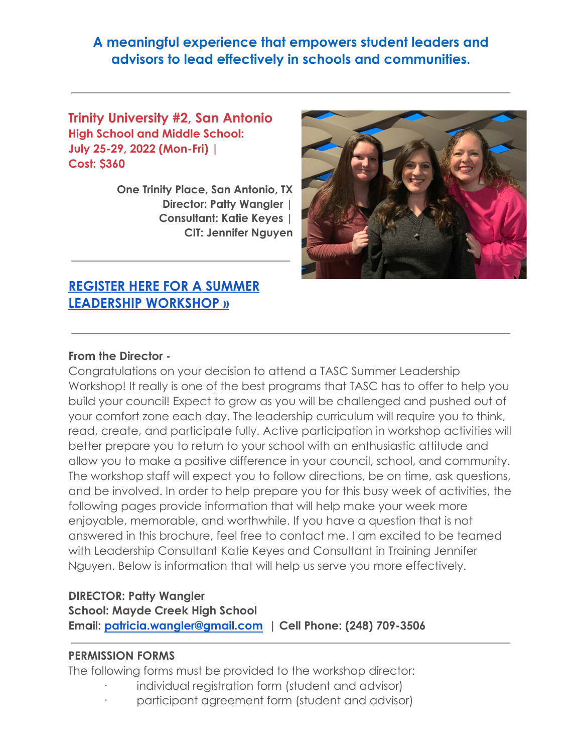## A meaningful experience that empowers student leaders and advisors to lead effectively in schools and communities.

---

### Trinity University #2, San Antonio

**High School and Middle School:**
**July 25-29, 2022 (Mon-Fri) |**
**Cost: $360**

**One Trinity Place, San Antonio, TX**
**Director: Patty Wangler |**
**Consultant: Katie Keyes |**
**CIT: Jennifer Nguyen**

---

[REGISTER HERE FOR A SUMMER LEADERSHIP WORKSHOP »]

---

**From the Director -**

Congratulations on your decision to attend a TASC Summer Leadership Workshop! It really is one of the best programs that TASC has to offer to help you build your council! Expect to grow as you will be challenged and pushed out of your comfort zone each day. The leadership curriculum will require you to think, read, create, and participate fully. Active participation in workshop activities will better prepare you to return to your school with an enthusiastic attitude and allow you to make a positive difference in your council, school, and community. The workshop staff will expect you to follow directions, be on time, ask questions, and be involved. In order to help prepare you for this busy week of activities, the following pages provide information that will help make your week more enjoyable, memorable, and worthwhile. If you have a question that is not answered in this brochure, feel free to contact me. I am excited to be teamed with Leadership Consultant Katie Keyes and Consultant in Training Jennifer Nguyen. Below is information that will help us serve you more effectively.

**DIRECTOR: Patty Wangler**
**School: Mayde Creek High School**
**Email: patricia.wangler@gmail.com | Cell Phone: (248) 709-3506**

---

**PERMISSION FORMS**

The following forms must be provided to the workshop director:

- individual registration form (student and advisor)
- participant agreement form (student and advisor)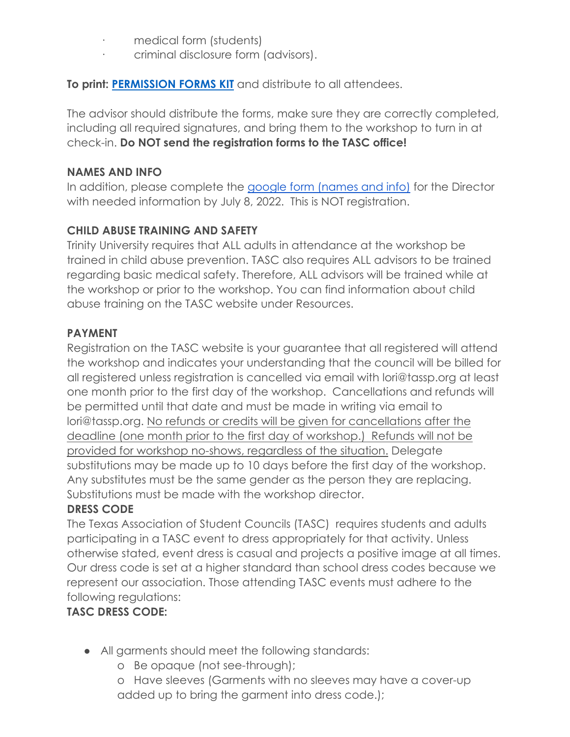- medical form (students)
- criminal disclosure form (advisors).

**To print: [PERMISSION FORMS KIT]** and distribute to all attendees.

The advisor should distribute the forms, make sure they are correctly completed, including all required signatures, and bring them to the workshop to turn in at check-in. **Do NOT send the registration forms to the TASC office!**

**NAMES AND INFO**

In addition, please complete the google form (names and info) for the Director with needed information by July 8, 2022. This is NOT registration.

**CHILD ABUSE TRAINING AND SAFETY**

Trinity University requires that ALL adults in attendance at the workshop be trained in child abuse prevention. TASC also requires ALL advisors to be trained regarding basic medical safety. Therefore, ALL advisors will be trained while at the workshop or prior to the workshop. You can find information about child abuse training on the TASC website under Resources.

**PAYMENT**

Registration on the TASC website is your guarantee that all registered will attend the workshop and indicates your understanding that the council will be billed for all registered unless registration is cancelled via email with lori@tassp.org at least one month prior to the first day of the workshop. Cancellations and refunds will be permitted until that date and must be made in writing via email to lori@tassp.org. No refunds or credits will be given for cancellations after the deadline (one month prior to the first day of workshop.) Refunds will not be provided for workshop no-shows, regardless of the situation. Delegate substitutions may be made up to 10 days before the first day of the workshop. Any substitutes must be the same gender as the person they are replacing. Substitutions must be made with the workshop director.

**DRESS CODE**

The Texas Association of Student Councils (TASC) requires students and adults participating in a TASC event to dress appropriately for that activity. Unless otherwise stated, event dress is casual and projects a positive image at all times. Our dress code is set at a higher standard than school dress codes because we represent our association. Those attending TASC events must adhere to the following regulations:

**TASC DRESS CODE:**

- All garments should meet the following standards:
  - Be opaque (not see-through);
  - Have sleeves (Garments with no sleeves may have a cover-up added up to bring the garment into dress code.);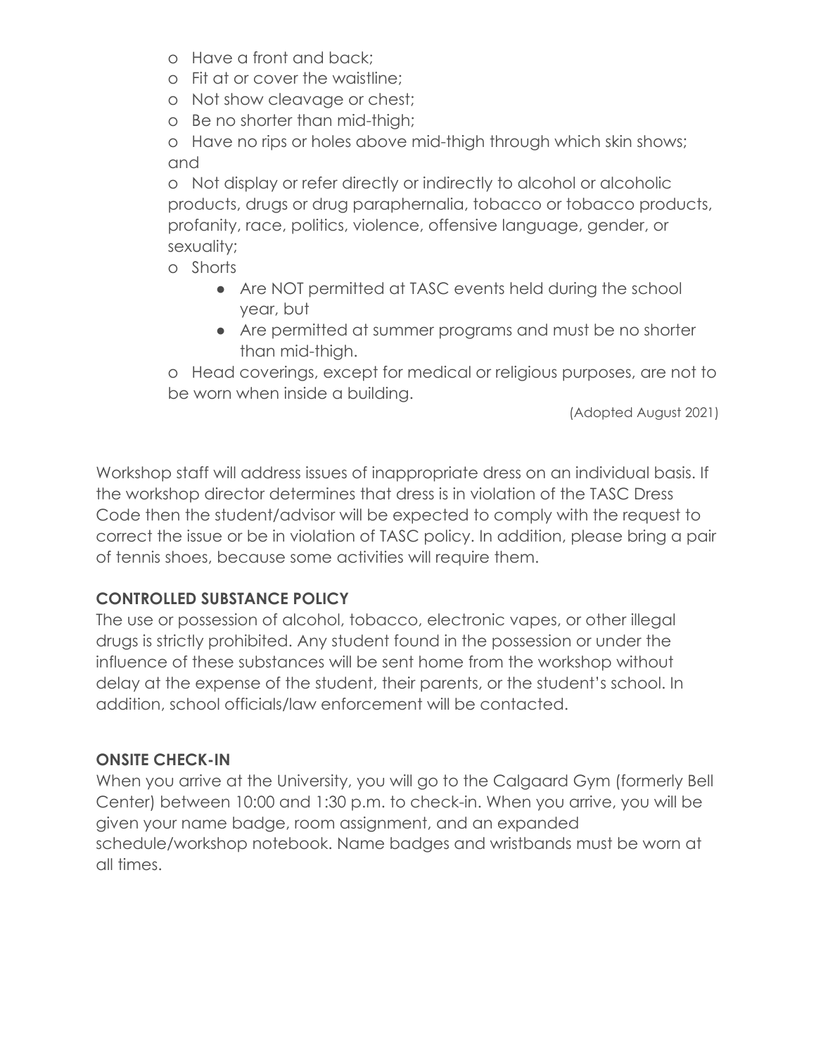- Have a front and back;
- Fit at or cover the waistline;
- Not show cleavage or chest;
- Be no shorter than mid-thigh;
- Have no rips or holes above mid-thigh through which skin shows; and
- Not display or refer directly or indirectly to alcohol or alcoholic products, drugs or drug paraphernalia, tobacco or tobacco products, profanity, race, politics, violence, offensive language, gender, or sexuality;
- Shorts
  - Are NOT permitted at TASC events held during the school year, but
  - Are permitted at summer programs and must be no shorter than mid-thigh.
- Head coverings, except for medical or religious purposes, are not to be worn when inside a building.

(Adopted August 2021)

Workshop staff will address issues of inappropriate dress on an individual basis. If the workshop director determines that dress is in violation of the TASC Dress Code then the student/advisor will be expected to comply with the request to correct the issue or be in violation of TASC policy. In addition, please bring a pair of tennis shoes, because some activities will require them.

**CONTROLLED SUBSTANCE POLICY**

The use or possession of alcohol, tobacco, electronic vapes, or other illegal drugs is strictly prohibited. Any student found in the possession or under the influence of these substances will be sent home from the workshop without delay at the expense of the student, their parents, or the student's school. In addition, school officials/law enforcement will be contacted.

**ONSITE CHECK-IN**

When you arrive at the University, you will go to the Calgaard Gym (formerly Bell Center) between 10:00 and 1:30 p.m. to check-in. When you arrive, you will be given your name badge, room assignment, and an expanded schedule/workshop notebook. Name badges and wristbands must be worn at all times.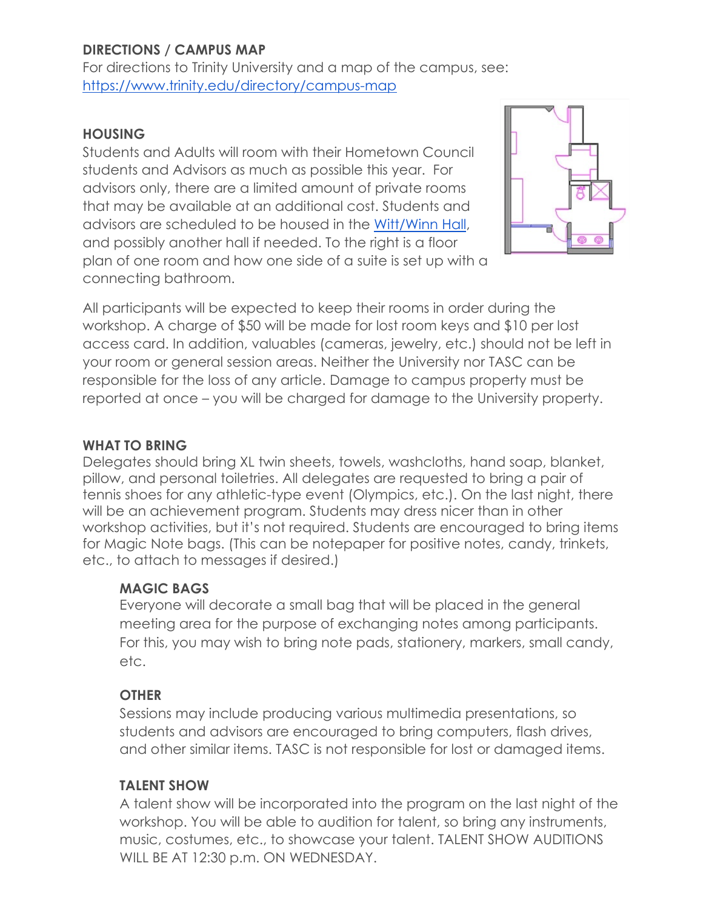## DIRECTIONS / CAMPUS MAP

For directions to Trinity University and a map of the campus, see: https://www.trinity.edu/directory/campus-map

## HOUSING

Students and Adults will room with their Hometown Council students and Advisors as much as possible this year. For advisors only, there are a limited amount of private rooms that may be available at an additional cost. Students and advisors are scheduled to be housed in the Witt/Winn Hall, and possibly another hall if needed. To the right is a floor plan of one room and how one side of a suite is set up with a connecting bathroom.

All participants will be expected to keep their rooms in order during the workshop. A charge of $50 will be made for lost room keys and $10 per lost access card. In addition, valuables (cameras, jewelry, etc.) should not be left in your room or general session areas. Neither the University nor TASC can be responsible for the loss of any article. Damage to campus property must be reported at once – you will be charged for damage to the University property.

## WHAT TO BRING

Delegates should bring XL twin sheets, towels, washcloths, hand soap, blanket, pillow, and personal toiletries. All delegates are requested to bring a pair of tennis shoes for any athletic-type event (Olympics, etc.). On the last night, there will be an achievement program. Students may dress nicer than in other workshop activities, but it's not required. Students are encouraged to bring items for Magic Note bags. (This can be notepaper for positive notes, candy, trinkets, etc., to attach to messages if desired.)

### MAGIC BAGS

Everyone will decorate a small bag that will be placed in the general meeting area for the purpose of exchanging notes among participants. For this, you may wish to bring note pads, stationery, markers, small candy, etc.

### OTHER

Sessions may include producing various multimedia presentations, so students and advisors are encouraged to bring computers, flash drives, and other similar items. TASC is not responsible for lost or damaged items.

### TALENT SHOW

A talent show will be incorporated into the program on the last night of the workshop. You will be able to audition for talent, so bring any instruments, music, costumes, etc., to showcase your talent. TALENT SHOW AUDITIONS WILL BE AT 12:30 p.m. ON WEDNESDAY.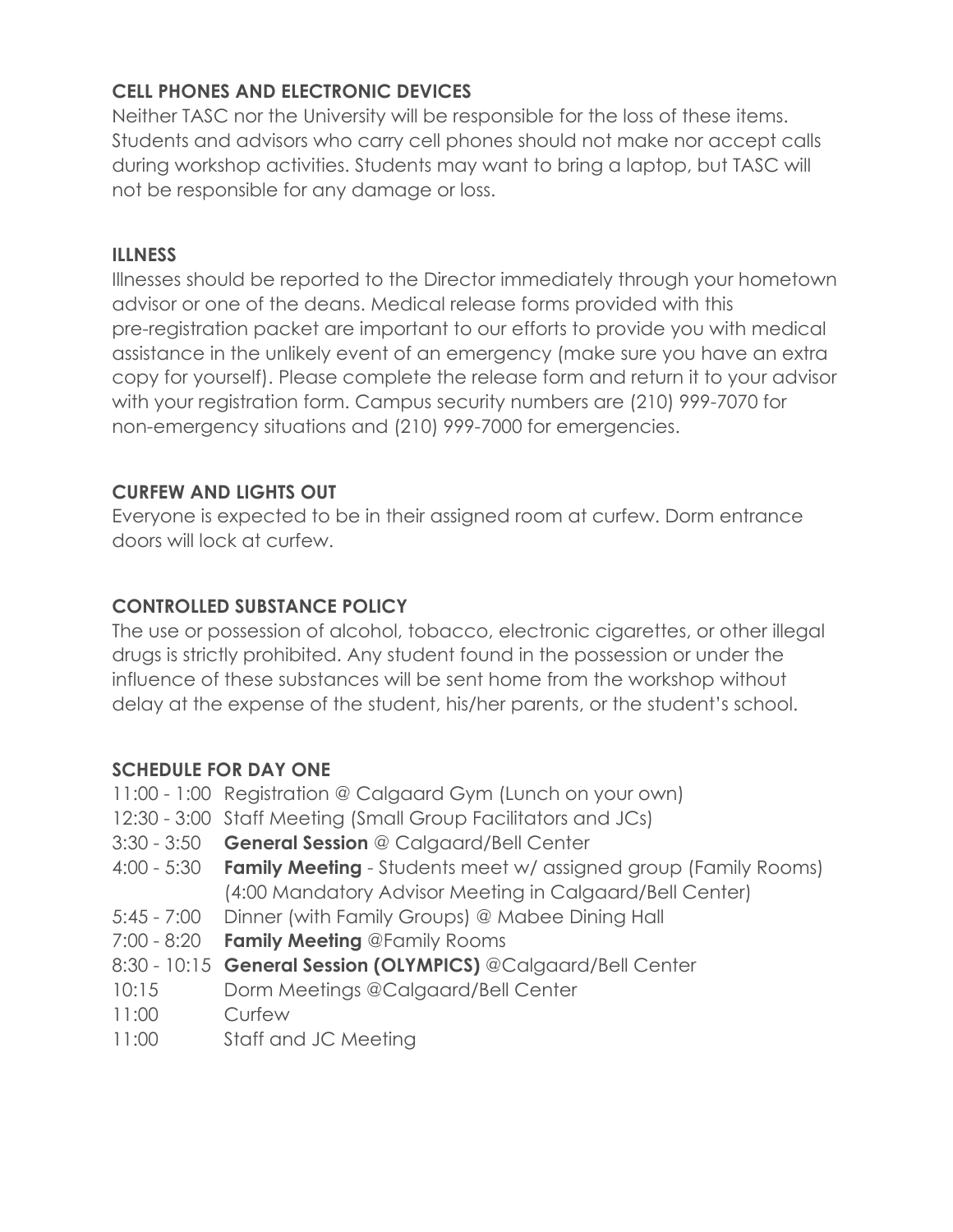### CELL PHONES AND ELECTRONIC DEVICES

Neither TASC nor the University will be responsible for the loss of these items. Students and advisors who carry cell phones should not make nor accept calls during workshop activities. Students may want to bring a laptop, but TASC will not be responsible for any damage or loss.

### ILLNESS

Illnesses should be reported to the Director immediately through your hometown advisor or one of the deans. Medical release forms provided with this pre-registration packet are important to our efforts to provide you with medical assistance in the unlikely event of an emergency (make sure you have an extra copy for yourself). Please complete the release form and return it to your advisor with your registration form. Campus security numbers are (210) 999-7070 for non-emergency situations and (210) 999-7000 for emergencies.

### CURFEW AND LIGHTS OUT

Everyone is expected to be in their assigned room at curfew. Dorm entrance doors will lock at curfew.

### CONTROLLED SUBSTANCE POLICY

The use or possession of alcohol, tobacco, electronic cigarettes, or other illegal drugs is strictly prohibited. Any student found in the possession or under the influence of these substances will be sent home from the workshop without delay at the expense of the student, his/her parents, or the student's school.

### SCHEDULE FOR DAY ONE

| | |
|---|---|
| 11:00 - 1:00 | Registration @ Calgaard Gym (Lunch on your own) |
| 12:30 - 3:00 | Staff Meeting (Small Group Facilitators and JCs) |
| 3:30 - 3:50 | **General Session** @ Calgaard/Bell Center |
| 4:00 - 5:30 | **Family Meeting** - Students meet w/ assigned group (Family Rooms) (4:00 Mandatory Advisor Meeting in Calgaard/Bell Center) |
| 5:45 - 7:00 | Dinner (with Family Groups) @ Mabee Dining Hall |
| 7:00 - 8:20 | **Family Meeting** @Family Rooms |
| 8:30 - 10:15 | **General Session (OLYMPICS)** @Calgaard/Bell Center |
| 10:15 | Dorm Meetings @Calgaard/Bell Center |
| 11:00 | Curfew |
| 11:00 | Staff and JC Meeting |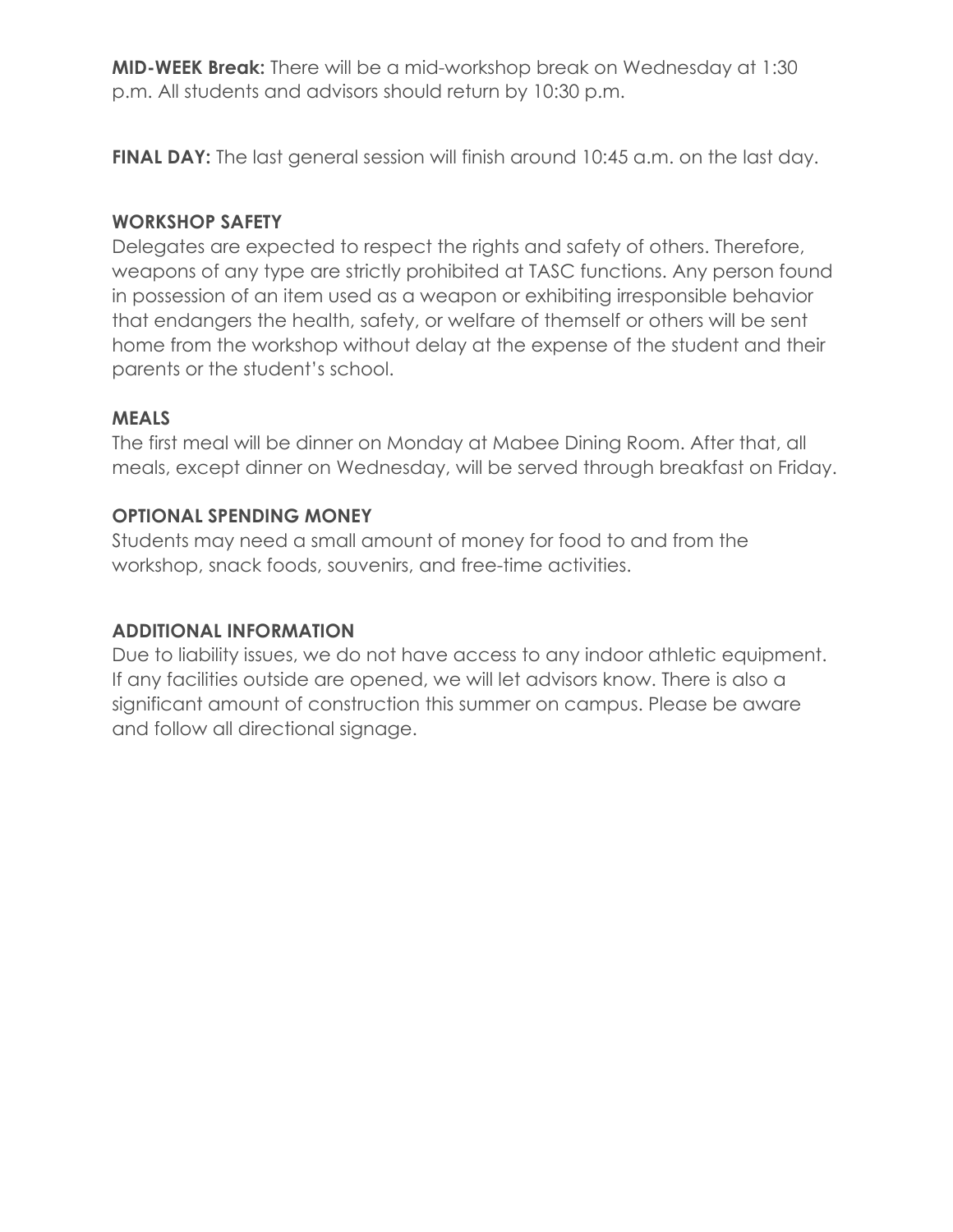**MID-WEEK Break:** There will be a mid-workshop break on Wednesday at 1:30 p.m. All students and advisors should return by 10:30 p.m.

**FINAL DAY:** The last general session will finish around 10:45 a.m. on the last day.

## WORKSHOP SAFETY

Delegates are expected to respect the rights and safety of others. Therefore, weapons of any type are strictly prohibited at TASC functions. Any person found in possession of an item used as a weapon or exhibiting irresponsible behavior that endangers the health, safety, or welfare of themself or others will be sent home from the workshop without delay at the expense of the student and their parents or the student's school.

## MEALS

The first meal will be dinner on Monday at Mabee Dining Room. After that, all meals, except dinner on Wednesday, will be served through breakfast on Friday.

## OPTIONAL SPENDING MONEY

Students may need a small amount of money for food to and from the workshop, snack foods, souvenirs, and free-time activities.

## ADDITIONAL INFORMATION

Due to liability issues, we do not have access to any indoor athletic equipment. If any facilities outside are opened, we will let advisors know. There is also a significant amount of construction this summer on campus. Please be aware and follow all directional signage.